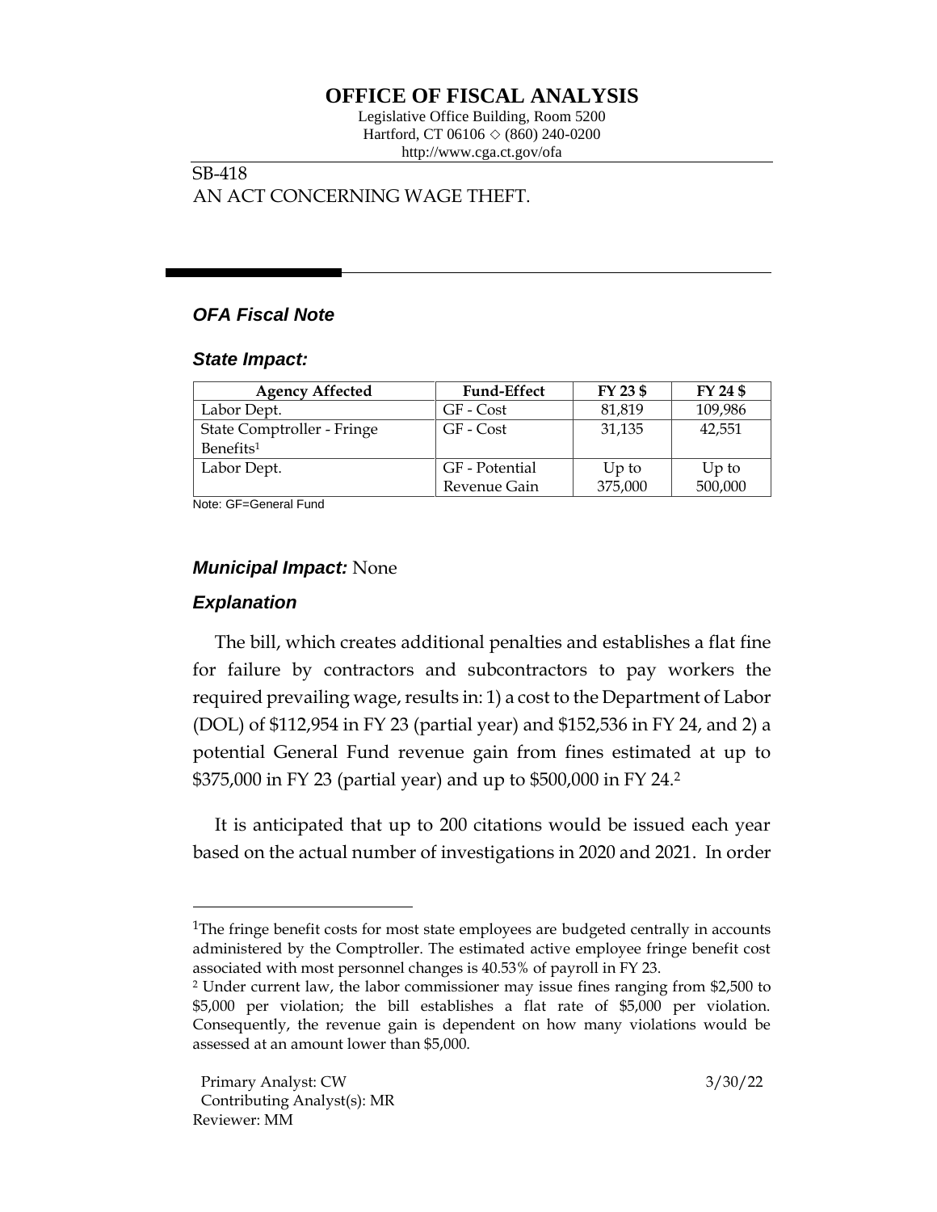# OFFICE OF FISCAL ANALYSIS

Legislative Office Building, Room 5200
Hartford, CT 06106 ◇ (860) 240-0200
http://www.cga.ct.gov/ofa

SB-418
AN ACT CONCERNING WAGE THEFT.

## *OFA Fiscal Note*

### *State Impact:*

| Agency Affected | Fund-Effect | FY 23 $ | FY 24 $ |
|---|---|---|---|
| Labor Dept. | GF - Cost | 81,819 | 109,986 |
| State Comptroller - Fringe Benefits[1] | GF - Cost | 31,135 | 42,551 |
| Labor Dept. | GF - Potential Revenue Gain | Up to 375,000 | Up to 500,000 |

Note: GF=General Fund

### *Municipal Impact:* None

### *Explanation*

The bill, which creates additional penalties and establishes a flat fine for failure by contractors and subcontractors to pay workers the required prevailing wage, results in: 1) a cost to the Department of Labor (DOL) of $112,954 in FY 23 (partial year) and $152,536 in FY 24, and 2) a potential General Fund revenue gain from fines estimated at up to $375,000 in FY 23 (partial year) and up to $500,000 in FY 24.[2]

It is anticipated that up to 200 citations would be issued each year based on the actual number of investigations in 2020 and 2021. In order

---

[1]The fringe benefit costs for most state employees are budgeted centrally in accounts administered by the Comptroller. The estimated active employee fringe benefit cost associated with most personnel changes is 40.53% of payroll in FY 23.

[2] Under current law, the labor commissioner may issue fines ranging from $2,500 to $5,000 per violation; the bill establishes a flat rate of $5,000 per violation. Consequently, the revenue gain is dependent on how many violations would be assessed at an amount lower than $5,000.

Primary Analyst: CW
Contributing Analyst(s): MR
Reviewer: MM

3/30/22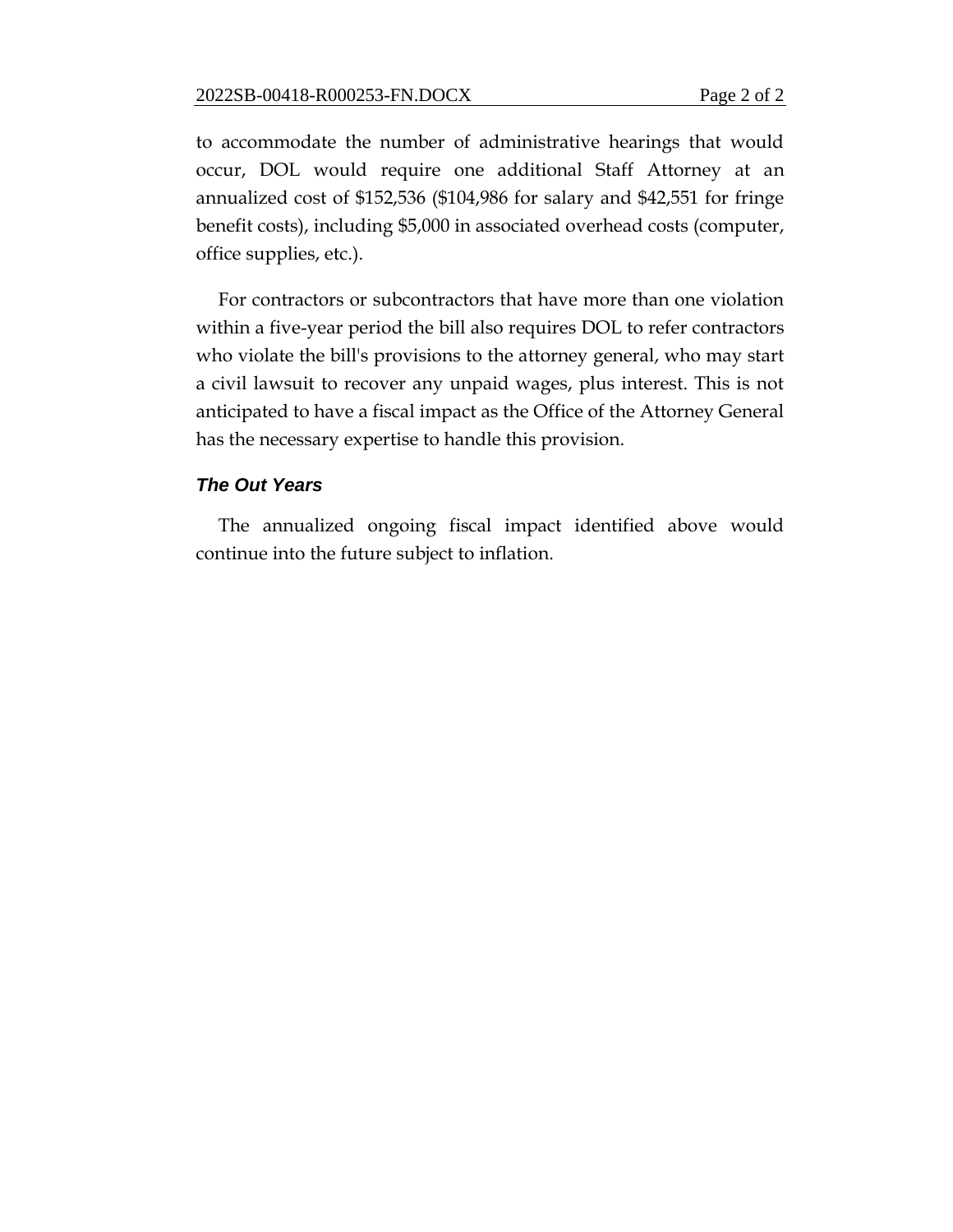to accommodate the number of administrative hearings that would occur, DOL would require one additional Staff Attorney at an annualized cost of $152,536 ($104,986 for salary and $42,551 for fringe benefit costs), including $5,000 in associated overhead costs (computer, office supplies, etc.).

For contractors or subcontractors that have more than one violation within a five-year period the bill also requires DOL to refer contractors who violate the bill's provisions to the attorney general, who may start a civil lawsuit to recover any unpaid wages, plus interest. This is not anticipated to have a fiscal impact as the Office of the Attorney General has the necessary expertise to handle this provision.

### *The Out Years*

The annualized ongoing fiscal impact identified above would continue into the future subject to inflation.